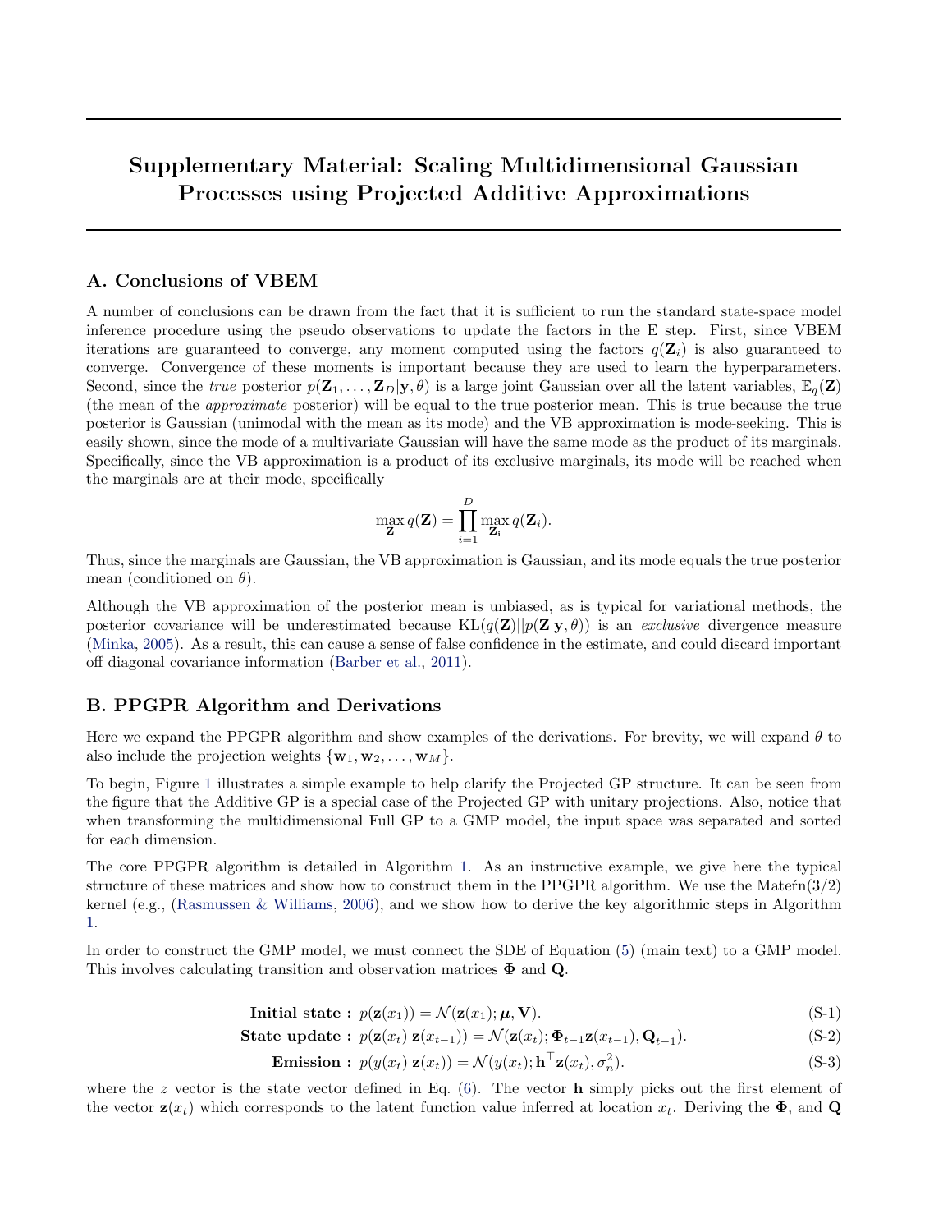# Supplementary Material: Scaling Multidimensional Gaussian Processes using Projected Additive Approximations

## A. Conclusions of VBEM

A number of conclusions can be drawn from the fact that it is sufficient to run the standard state-space model inference procedure using the pseudo observations to update the factors in the E step. First, since VBEM iterations are guaranteed to converge, any moment computed using the factors $q(\mathbf{Z}_i)$ is also guaranteed to converge. Convergence of these moments is important because they are used to learn the hyperparameters. Second, since the *true* posterior $p(\mathbf{Z}_1, \ldots, \mathbf{Z}_D|\mathbf{y}, \theta)$ is a large joint Gaussian over all the latent variables, $\mathbb{E}_q(\mathbf{Z})$ (the mean of the *approximate* posterior) will be equal to the true posterior mean. This is true because the true posterior is Gaussian (unimodal with the mean as its mode) and the VB approximation is mode-seeking. This is easily shown, since the mode of a multivariate Gaussian will have the same mode as the product of its marginals. Specifically, since the VB approximation is a product of its exclusive marginals, its mode will be reached when the marginals are at their mode, specifically

$$\max_{\mathbf{Z}} q(\mathbf{Z}) = \prod_{i=1}^{D} \max_{\mathbf{Z_i}} q(\mathbf{Z}_i).$$

Thus, since the marginals are Gaussian, the VB approximation is Gaussian, and its mode equals the true posterior mean (conditioned on $\theta$).

Although the VB approximation of the posterior mean is unbiased, as is typical for variational methods, the posterior covariance will be underestimated because $\mathrm{KL}(q(\mathbf{Z})||p(\mathbf{Z}|\mathbf{y}, \theta))$ is an *exclusive* divergence measure (Minka, 2005). As a result, this can cause a sense of false confidence in the estimate, and could discard important off diagonal covariance information (Barber et al., 2011).

## B. PPGPR Algorithm and Derivations

Here we expand the PPGPR algorithm and show examples of the derivations. For brevity, we will expand $\theta$ to also include the projection weights $\{\mathbf{w}_1, \mathbf{w}_2, \ldots, \mathbf{w}_M\}$.

To begin, Figure 1 illustrates a simple example to help clarify the Projected GP structure. It can be seen from the figure that the Additive GP is a special case of the Projected GP with unitary projections. Also, notice that when transforming the multidimensional Full GP to a GMP model, the input space was separated and sorted for each dimension.

The core PPGPR algorithm is detailed in Algorithm 1. As an instructive example, we give here the typical structure of these matrices and show how to construct them in the PPGPR algorithm. We use the Matérn(3/2) kernel (e.g., (Rasmussen & Williams, 2006), and we show how to derive the key algorithmic steps in Algorithm 1.

In order to construct the GMP model, we must connect the SDE of Equation (5) (main text) to a GMP model. This involves calculating transition and observation matrices $\mathbf{\Phi}$ and $\mathbf{Q}$.

$$\textbf{Initial state}: \; p(\mathbf{z}(x_1)) = \mathcal{N}(\mathbf{z}(x_1); \boldsymbol{\mu}, \mathbf{V}). \tag{S-1}$$

$$\textbf{State update}: \; p(\mathbf{z}(x_t)|\mathbf{z}(x_{t-1})) = \mathcal{N}(\mathbf{z}(x_t); \mathbf{\Phi}_{t-1}\mathbf{z}(x_{t-1}), \mathbf{Q}_{t-1}). \tag{S-2}$$

$$\textbf{Emission}: \; p(y(x_t)|\mathbf{z}(x_t)) = \mathcal{N}(y(x_t); \mathbf{h}^\top \mathbf{z}(x_t), \sigma_n^2). \tag{S-3}$$

where the $z$ vector is the state vector defined in Eq. (6). The vector $\mathbf{h}$ simply picks out the first element of the vector $\mathbf{z}(x_t)$ which corresponds to the latent function value inferred at location $x_t$. Deriving the $\mathbf{\Phi}$, and $\mathbf{Q}$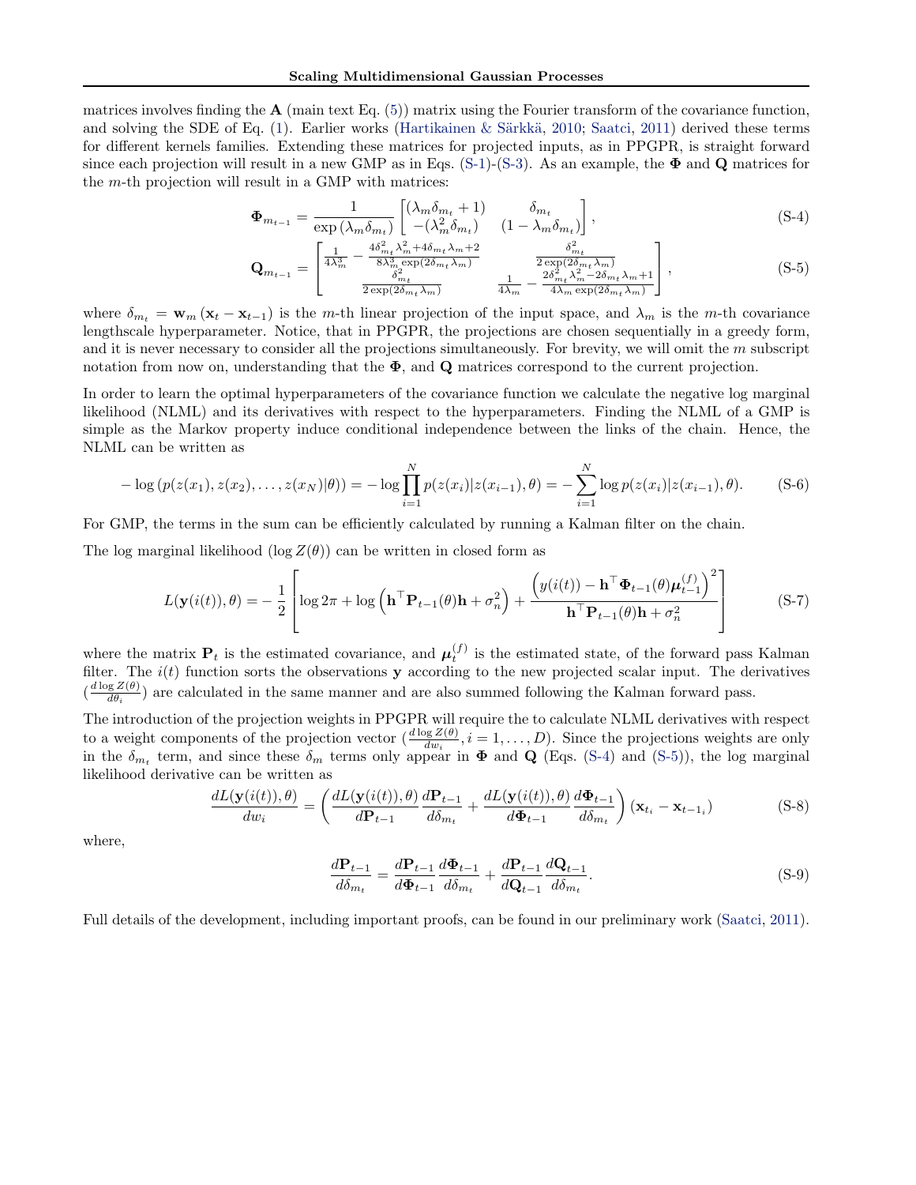matrices involves finding the $\mathbf{A}$ (main text Eq. (5)) matrix using the Fourier transform of the covariance function, and solving the SDE of Eq. (1). Earlier works (Hartikainen & Särkkä, 2010; Saatci, 2011) derived these terms for different kernels families. Extending these matrices for projected inputs, as in PPGPR, is straight forward since each projection will result in a new GMP as in Eqs. (S-1)-(S-3). As an example, the $\mathbf{\Phi}$ and $\mathbf{Q}$ matrices for the $m$-th projection will result in a GMP with matrices:

$$\mathbf{\Phi}_{m_{t-1}} = \frac{1}{\exp(\lambda_m \delta_{m_t})} \begin{bmatrix} (\lambda_m \delta_{m_t} + 1) & \delta_{m_t} \\ -(\lambda_m^2 \delta_{m_t}) & (1 - \lambda_m \delta_{m_t}) \end{bmatrix}, \tag{S-4}$$

$$\mathbf{Q}_{m_{t-1}} = \begin{bmatrix} \frac{1}{4\lambda_m^3} - \frac{4\delta_{m_t}^2 \lambda_m^2 + 4\delta_{m_t}\lambda_m + 2}{8\lambda_m^3 \exp(2\delta_{m_t}\lambda_m)} & \frac{\delta_{m_t}^2}{2\exp(2\delta_{m_t}\lambda_m)} \\ \frac{\delta_{m_t}^2}{2\exp(2\delta_{m_t}\lambda_m)} & \frac{1}{4\lambda_m} - \frac{2\delta_{m_t}^2\lambda_m^2 - 2\delta_{m_t}\lambda_m + 1}{4\lambda_m \exp(2\delta_{m_t}\lambda_m)} \end{bmatrix}, \tag{S-5}$$

where $\delta_{m_t} = \mathbf{w}_m(\mathbf{x}_t - \mathbf{x}_{t-1})$ is the $m$-th linear projection of the input space, and $\lambda_m$ is the $m$-th covariance lengthscale hyperparameter. Notice, that in PPGPR, the projections are chosen sequentially in a greedy form, and it is never necessary to consider all the projections simultaneously. For brevity, we will omit the $m$ subscript notation from now on, understanding that the $\mathbf{\Phi}$, and $\mathbf{Q}$ matrices correspond to the current projection.

In order to learn the optimal hyperparameters of the covariance function we calculate the negative log marginal likelihood (NLML) and its derivatives with respect to the hyperparameters. Finding the NLML of a GMP is simple as the Markov property induce conditional independence between the links of the chain. Hence, the NLML can be written as

$$-\log\left(p(z(x_1), z(x_2), \ldots, z(x_N)|\theta)\right) = -\log\prod_{i=1}^{N} p(z(x_i)|z(x_{i-1}), \theta) = -\sum_{i=1}^{N}\log p(z(x_i)|z(x_{i-1}), \theta). \tag{S-6}$$

For GMP, the terms in the sum can be efficiently calculated by running a Kalman filter on the chain.

The log marginal likelihood ($\log Z(\theta)$) can be written in closed form as

$$L(\mathbf{y}(i(t)), \theta) = -\frac{1}{2}\left[\log 2\pi + \log\left(\mathbf{h}^\top \mathbf{P}_{t-1}(\theta)\mathbf{h} + \sigma_n^2\right) + \frac{\left(y(i(t)) - \mathbf{h}^\top \mathbf{\Phi}_{t-1}(\theta)\boldsymbol{\mu}_{t-1}^{(f)}\right)^2}{\mathbf{h}^\top \mathbf{P}_{t-1}(\theta)\mathbf{h} + \sigma_n^2}\right] \tag{S-7}$$

where the matrix $\mathbf{P}_t$ is the estimated covariance, and $\boldsymbol{\mu}_t^{(f)}$ is the estimated state, of the forward pass Kalman filter. The $i(t)$ function sorts the observations $\mathbf{y}$ according to the new projected scalar input. The derivatives ($\frac{d\log Z(\theta)}{d\theta_i}$) are calculated in the same manner and are also summed following the Kalman forward pass.

The introduction of the projection weights in PPGPR will require the to calculate NLML derivatives with respect to a weight components of the projection vector ($\frac{d\log Z(\theta)}{dw_i}, i = 1, \ldots, D$). Since the projections weights are only in the $\delta_{m_t}$ term, and since these $\delta_m$ terms only appear in $\mathbf{\Phi}$ and $\mathbf{Q}$ (Eqs. (S-4) and (S-5)), the log marginal likelihood derivative can be written as

$$\frac{dL(\mathbf{y}(i(t)), \theta)}{dw_i} = \left(\frac{dL(\mathbf{y}(i(t)), \theta)}{d\mathbf{P}_{t-1}}\frac{d\mathbf{P}_{t-1}}{d\delta_{m_t}} + \frac{dL(\mathbf{y}(i(t)), \theta)}{d\mathbf{\Phi}_{t-1}}\frac{d\mathbf{\Phi}_{t-1}}{d\delta_{m_t}}\right)(\mathbf{x}_{t_i} - \mathbf{x}_{t-1_i}) \tag{S-8}$$

where,

$$\frac{d\mathbf{P}_{t-1}}{d\delta_{m_t}} = \frac{d\mathbf{P}_{t-1}}{d\mathbf{\Phi}_{t-1}}\frac{d\mathbf{\Phi}_{t-1}}{d\delta_{m_t}} + \frac{d\mathbf{P}_{t-1}}{d\mathbf{Q}_{t-1}}\frac{d\mathbf{Q}_{t-1}}{d\delta_{m_t}}. \tag{S-9}$$

Full details of the development, including important proofs, can be found in our preliminary work (Saatci, 2011).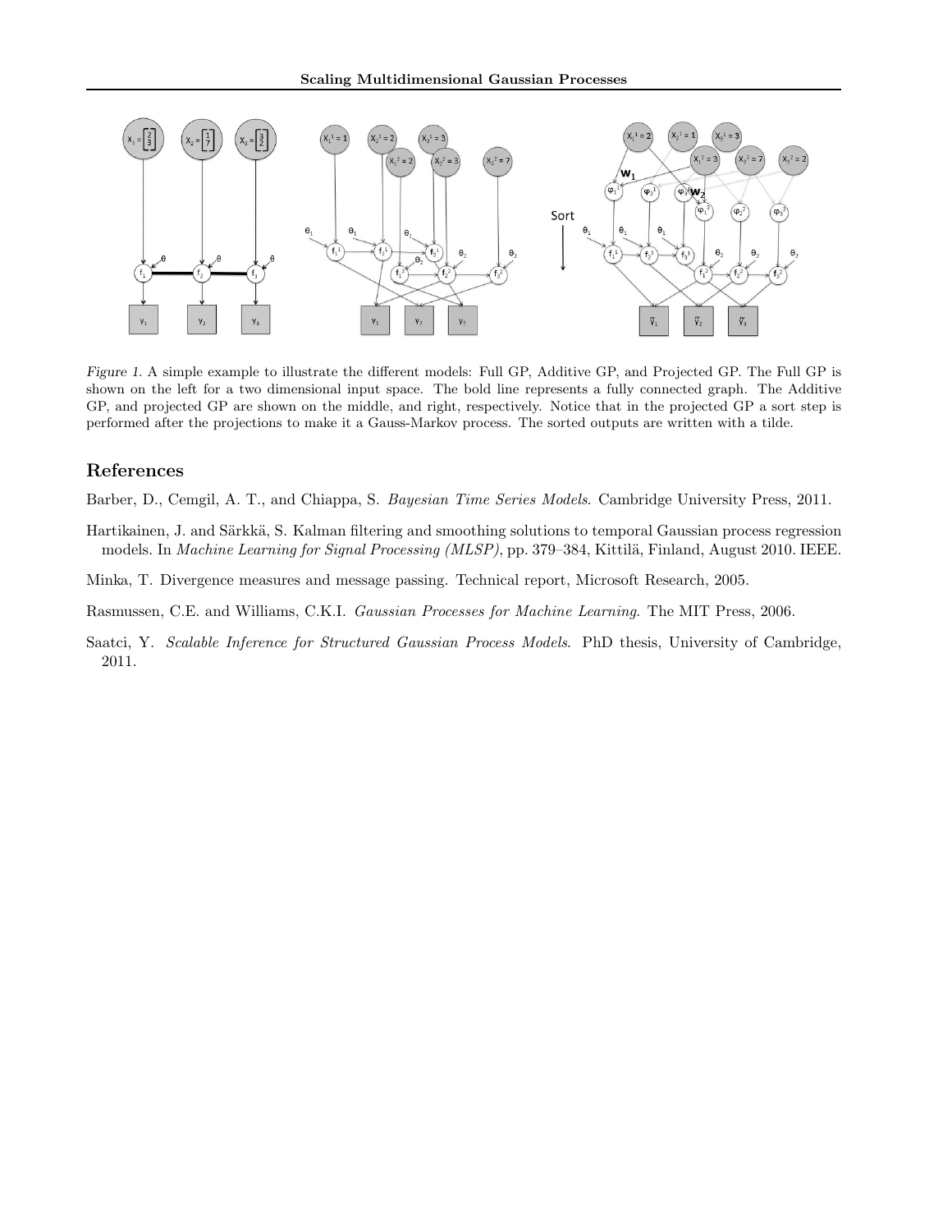*Figure 1.* A simple example to illustrate the different models: Full GP, Additive GP, and Projected GP. The Full GP is shown on the left for a two dimensional input space. The bold line represents a fully connected graph. The Additive GP, and projected GP are shown on the middle, and right, respectively. Notice that in the projected GP a sort step is performed after the projections to make it a Gauss-Markov process. The sorted outputs are written with a tilde.

## References

Barber, D., Cemgil, A. T., and Chiappa, S. *Bayesian Time Series Models*. Cambridge University Press, 2011.

Hartikainen, J. and Särkkä, S. Kalman filtering and smoothing solutions to temporal Gaussian process regression models. In *Machine Learning for Signal Processing (MLSP)*, pp. 379–384, Kittilä, Finland, August 2010. IEEE.

Minka, T. Divergence measures and message passing. Technical report, Microsoft Research, 2005.

Rasmussen, C.E. and Williams, C.K.I. *Gaussian Processes for Machine Learning*. The MIT Press, 2006.

Saatci, Y. *Scalable Inference for Structured Gaussian Process Models*. PhD thesis, University of Cambridge, 2011.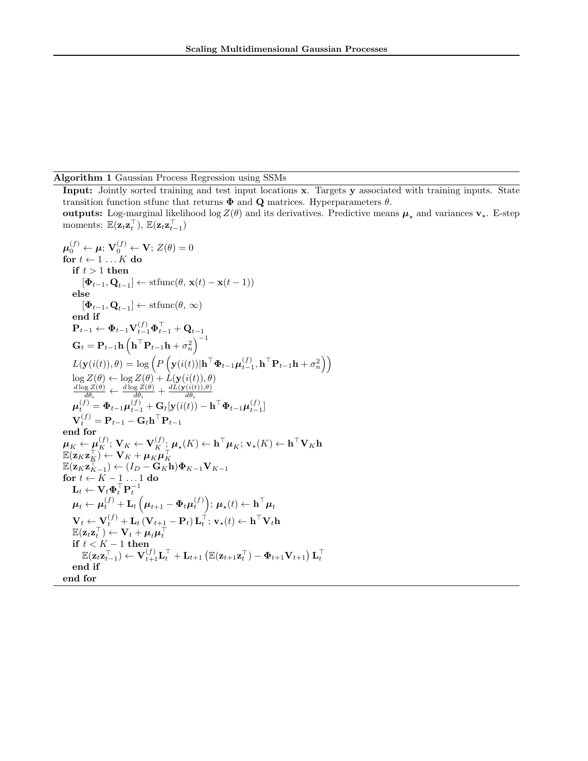**Algorithm 1** Gaussian Process Regression using SSMs

**Input:** Jointly sorted training and test input locations $\mathbf{x}$. Targets $\mathbf{y}$ associated with training inputs. State transition function stfunc that returns $\mathbf{\Phi}$ and $\mathbf{Q}$ matrices. Hyperparameters $\theta$.

**outputs:** Log-marginal likelihood $\log Z(\theta)$ and its derivatives. Predictive means $\boldsymbol{\mu}_\star$ and variances $\mathbf{v}_\star$. E-step moments: $\mathbb{E}(\mathbf{z}_t\mathbf{z}_t^\top)$, $\mathbb{E}(\mathbf{z}_t\mathbf{z}_{t-1}^\top)$

$\boldsymbol{\mu}_0^{(f)} \leftarrow \boldsymbol{\mu}$; $\mathbf{V}_0^{(f)} \leftarrow \mathbf{V}$; $Z(\theta) = 0$

**for** $t \leftarrow 1 \dots K$ **do**

  **if** $t > 1$ **then**

    $[\mathbf{\Phi}_{t-1}, \mathbf{Q}_{t-1}] \leftarrow \text{stfunc}(\theta,\, \mathbf{x}(t) - \mathbf{x}(t-1))$

  **else**

    $[\mathbf{\Phi}_{t-1}, \mathbf{Q}_{t-1}] \leftarrow \text{stfunc}(\theta,\, \infty)$

  **end if**

  $\mathbf{P}_{t-1} \leftarrow \mathbf{\Phi}_{t-1}\mathbf{V}_{t-1}^{(f)}\mathbf{\Phi}_{t-1}^\top + \mathbf{Q}_{t-1}$

  $\mathbf{G}_t = \mathbf{P}_{t-1}\mathbf{h}\left(\mathbf{h}^\top\mathbf{P}_{t-1}\mathbf{h} + \sigma_n^2\right)^{-1}$

  $L(\mathbf{y}(i(t)), \theta) = \log\left(P\left(\mathbf{y}(i(t))|\mathbf{h}^\top\mathbf{\Phi}_{t-1}\boldsymbol{\mu}_{t-1}^{(f)}, \mathbf{h}^\top\mathbf{P}_{t-1}\mathbf{h} + \sigma_n^2\right)\right)$

  $\log Z(\theta) \leftarrow \log Z(\theta) + L(\mathbf{y}(i(t)), \theta)$

  $\frac{d\log Z(\theta)}{d\theta_i} \leftarrow \frac{d\log Z(\theta)}{d\theta_i} + \frac{dL(\mathbf{y}(i(t)),\theta)}{d\theta_i}$

  $\boldsymbol{\mu}_t^{(f)} = \mathbf{\Phi}_{t-1}\boldsymbol{\mu}_{t-1}^{(f)} + \mathbf{G}_t[\mathbf{y}(i(t)) - \mathbf{h}^\top\mathbf{\Phi}_{t-1}\boldsymbol{\mu}_{t-1}^{(f)}]$

  $\mathbf{V}_t^{(f)} = \mathbf{P}_{t-1} - \mathbf{G}_t\mathbf{h}^\top\mathbf{P}_{t-1}$

**end for**

$\boldsymbol{\mu}_K \leftarrow \boldsymbol{\mu}_K^{(f)}$; $\mathbf{V}_K \leftarrow \mathbf{V}_K^{(f)}$; $\boldsymbol{\mu}_\star(K) \leftarrow \mathbf{h}^\top\boldsymbol{\mu}_K$; $\mathbf{v}_\star(K) \leftarrow \mathbf{h}^\top\mathbf{V}_K\mathbf{h}$

$\mathbb{E}(\mathbf{z}_K\mathbf{z}_K^\top) \leftarrow \mathbf{V}_K + \boldsymbol{\mu}_K\boldsymbol{\mu}_K^\top$

$\mathbb{E}(\mathbf{z}_K\mathbf{z}_{K-1}^\top) \leftarrow (I_D - \mathbf{G}_K\mathbf{h})\mathbf{\Phi}_{K-1}\mathbf{V}_{K-1}$

**for** $t \leftarrow K-1 \dots 1$ **do**

  $\mathbf{L}_t \leftarrow \mathbf{V}_t\mathbf{\Phi}_t^\top\mathbf{P}_t^{-1}$

  $\boldsymbol{\mu}_t \leftarrow \boldsymbol{\mu}_t^{(f)} + \mathbf{L}_t\left(\boldsymbol{\mu}_{t+1} - \mathbf{\Phi}_t\boldsymbol{\mu}_t^{(f)}\right)$; $\boldsymbol{\mu}_\star(t) \leftarrow \mathbf{h}^\top\boldsymbol{\mu}_t$

  $\mathbf{V}_t \leftarrow \mathbf{V}_t^{(f)} + \mathbf{L}_t\left(\mathbf{V}_{t+1} - \mathbf{P}_t\right)\mathbf{L}_t^\top$; $\mathbf{v}_\star(t) \leftarrow \mathbf{h}^\top\mathbf{V}_t\mathbf{h}$

  $\mathbb{E}(\mathbf{z}_t\mathbf{z}_t^\top) \leftarrow \mathbf{V}_t + \boldsymbol{\mu}_t\boldsymbol{\mu}_t^\top$

  **if** $t < K-1$ **then**

    $\mathbb{E}(\mathbf{z}_t\mathbf{z}_{t-1}^\top) \leftarrow \mathbf{V}_{t+1}^{(f)}\mathbf{L}_t^\top + \mathbf{L}_{t+1}\left(\mathbb{E}(\mathbf{z}_{t+1}\mathbf{z}_t^\top) - \mathbf{\Phi}_{t+1}\mathbf{V}_{t+1}\right)\mathbf{L}_t^\top$

  **end if**

**end for**